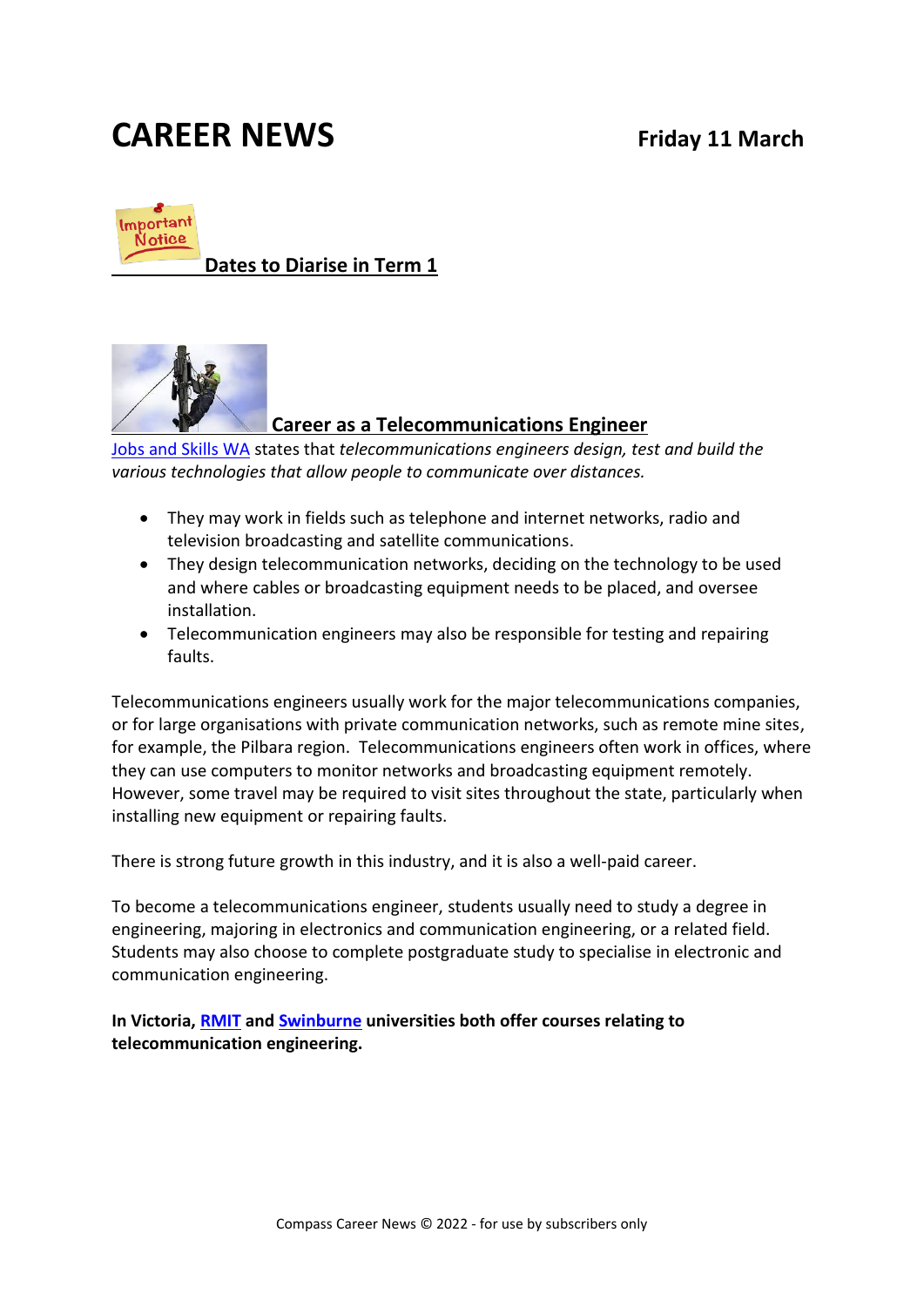# CAREER NEWS

**Friday 11 March**

## Dates to Diarise in Term 1

## Career as a Telecommunications Engineer

Jobs and Skills WA states that *telecommunications engineers design, test and build the various technologies that allow people to communicate over distances.*

- They may work in fields such as telephone and internet networks, radio and television broadcasting and satellite communications.
- They design telecommunication networks, deciding on the technology to be used and where cables or broadcasting equipment needs to be placed, and oversee installation.
- Telecommunication engineers may also be responsible for testing and repairing faults.

Telecommunications engineers usually work for the major telecommunications companies, or for large organisations with private communication networks, such as remote mine sites, for example, the Pilbara region. Telecommunications engineers often work in offices, where they can use computers to monitor networks and broadcasting equipment remotely. However, some travel may be required to visit sites throughout the state, particularly when installing new equipment or repairing faults.

There is strong future growth in this industry, and it is also a well-paid career.

To become a telecommunications engineer, students usually need to study a degree in engineering, majoring in electronics and communication engineering, or a related field. Students may also choose to complete postgraduate study to specialise in electronic and communication engineering.

**In Victoria, RMIT and Swinburne universities both offer courses relating to telecommunication engineering.**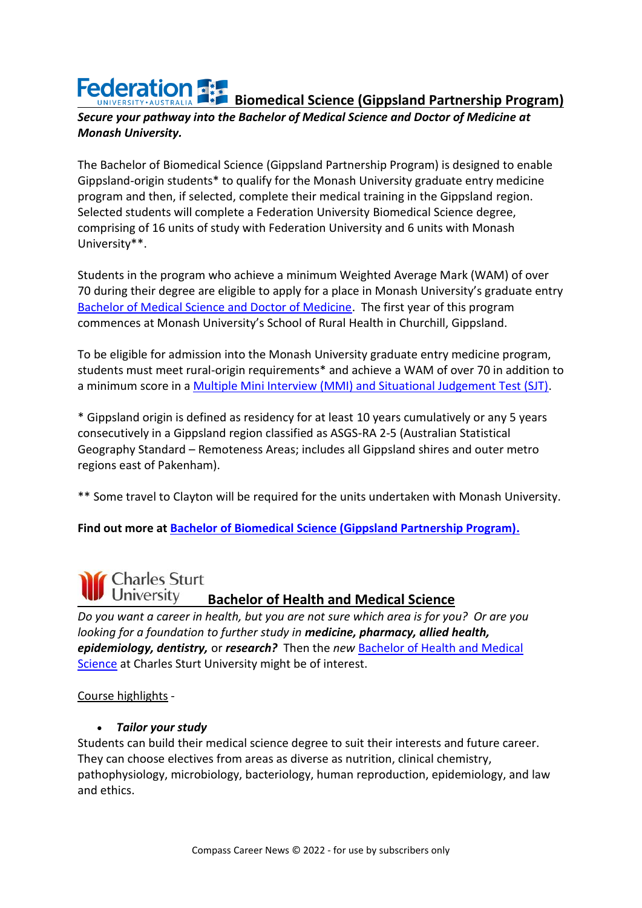## Federation University Australia — Biomedical Science (Gippsland Partnership Program)

***Secure your pathway into the Bachelor of Medical Science and Doctor of Medicine at Monash University.***

The Bachelor of Biomedical Science (Gippsland Partnership Program) is designed to enable Gippsland-origin students* to qualify for the Monash University graduate entry medicine program and then, if selected, complete their medical training in the Gippsland region. Selected students will complete a Federation University Biomedical Science degree, comprising of 16 units of study with Federation University and 6 units with Monash University**.

Students in the program who achieve a minimum Weighted Average Mark (WAM) of over 70 during their degree are eligible to apply for a place in Monash University's graduate entry Bachelor of Medical Science and Doctor of Medicine. The first year of this program commences at Monash University's School of Rural Health in Churchill, Gippsland.

To be eligible for admission into the Monash University graduate entry medicine program, students must meet rural-origin requirements* and achieve a WAM of over 70 in addition to a minimum score in a Multiple Mini Interview (MMI) and Situational Judgement Test (SJT).

* Gippsland origin is defined as residency for at least 10 years cumulatively or any 5 years consecutively in a Gippsland region classified as ASGS-RA 2-5 (Australian Statistical Geography Standard – Remoteness Areas; includes all Gippsland shires and outer metro regions east of Pakenham).

** Some travel to Clayton will be required for the units undertaken with Monash University.

**Find out more at Bachelor of Biomedical Science (Gippsland Partnership Program).**

## Charles Sturt University — Bachelor of Health and Medical Science

*Do you want a career in health, but you are not sure which area is for you? Or are you looking for a foundation to further study in* ***medicine, pharmacy, allied health, epidemiology, dentistry,*** *or* ***research?*** Then the *new* Bachelor of Health and Medical Science at Charles Sturt University might be of interest.

Course highlights -

- ***Tailor your study***

Students can build their medical science degree to suit their interests and future career. They can choose electives from areas as diverse as nutrition, clinical chemistry, pathophysiology, microbiology, bacteriology, human reproduction, epidemiology, and law and ethics.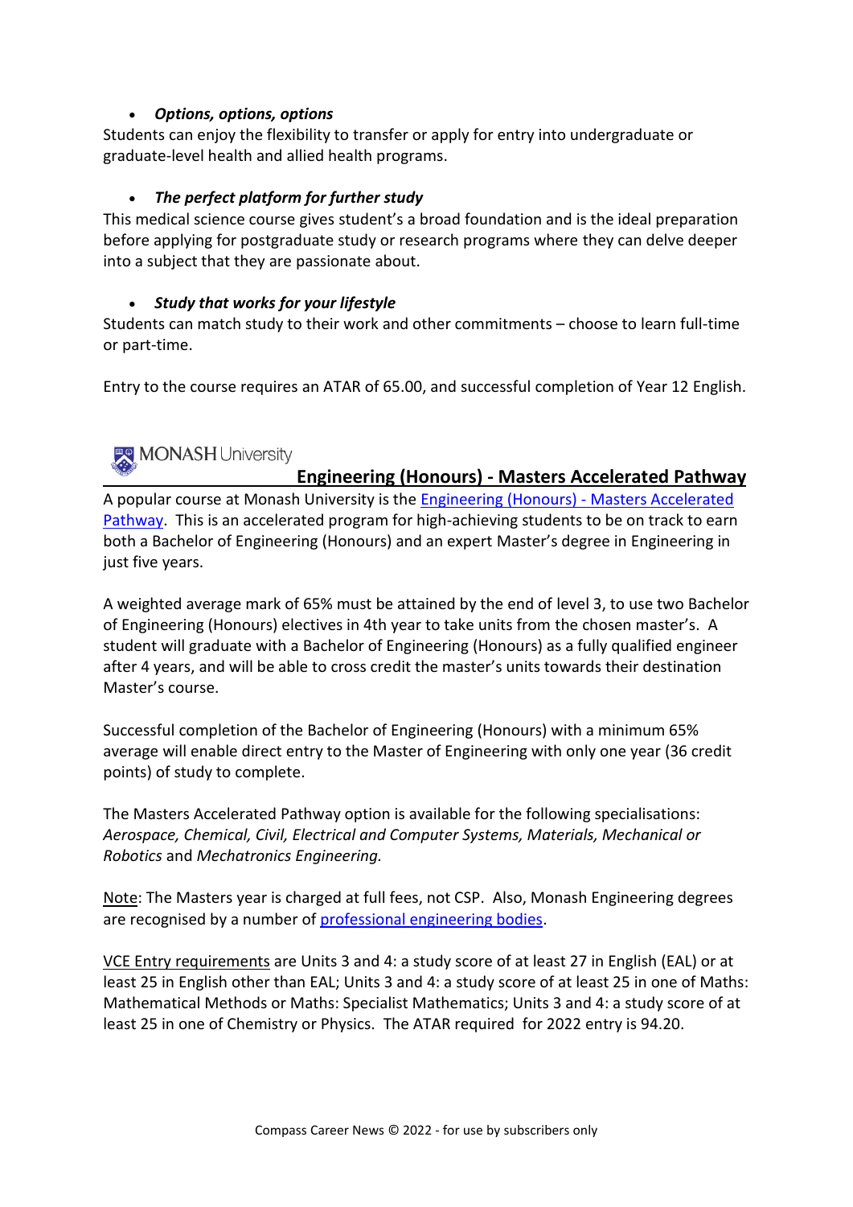- ***Options, options, options***

Students can enjoy the flexibility to transfer or apply for entry into undergraduate or graduate-level health and allied health programs.

- ***The perfect platform for further study***

This medical science course gives student's a broad foundation and is the ideal preparation before applying for postgraduate study or research programs where they can delve deeper into a subject that they are passionate about.

- ***Study that works for your lifestyle***

Students can match study to their work and other commitments – choose to learn full-time or part-time.

Entry to the course requires an ATAR of 65.00, and successful completion of Year 12 English.

MONASH University

## Engineering (Honours) - Masters Accelerated Pathway

A popular course at Monash University is the Engineering (Honours) - Masters Accelerated Pathway. This is an accelerated program for high-achieving students to be on track to earn both a Bachelor of Engineering (Honours) and an expert Master's degree in Engineering in just five years.

A weighted average mark of 65% must be attained by the end of level 3, to use two Bachelor of Engineering (Honours) electives in 4th year to take units from the chosen master's. A student will graduate with a Bachelor of Engineering (Honours) as a fully qualified engineer after 4 years, and will be able to cross credit the master's units towards their destination Master's course.

Successful completion of the Bachelor of Engineering (Honours) with a minimum 65% average will enable direct entry to the Master of Engineering with only one year (36 credit points) of study to complete.

The Masters Accelerated Pathway option is available for the following specialisations: *Aerospace, Chemical, Civil, Electrical and Computer Systems, Materials, Mechanical or Robotics* and *Mechatronics Engineering.*

Note: The Masters year is charged at full fees, not CSP. Also, Monash Engineering degrees are recognised by a number of professional engineering bodies.

VCE Entry requirements are Units 3 and 4: a study score of at least 27 in English (EAL) or at least 25 in English other than EAL; Units 3 and 4: a study score of at least 25 in one of Maths: Mathematical Methods or Maths: Specialist Mathematics; Units 3 and 4: a study score of at least 25 in one of Chemistry or Physics. The ATAR required for 2022 entry is 94.20.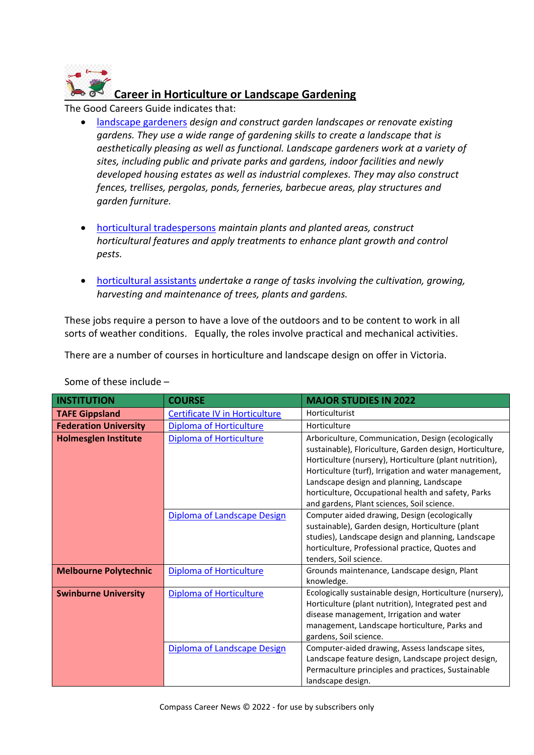## Career in Horticulture or Landscape Gardening

The Good Careers Guide indicates that:

- landscape gardeners *design and construct garden landscapes or renovate existing gardens. They use a wide range of gardening skills to create a landscape that is aesthetically pleasing as well as functional. Landscape gardeners work at a variety of sites, including public and private parks and gardens, indoor facilities and newly developed housing estates as well as industrial complexes. They may also construct fences, trellises, pergolas, ponds, ferneries, barbecue areas, play structures and garden furniture.*

- horticultural tradespersons *maintain plants and planted areas, construct horticultural features and apply treatments to enhance plant growth and control pests.*

- horticultural assistants *undertake a range of tasks involving the cultivation, growing, harvesting and maintenance of trees, plants and gardens.*

These jobs require a person to have a love of the outdoors and to be content to work in all sorts of weather conditions. Equally, the roles involve practical and mechanical activities.

There are a number of courses in horticulture and landscape design on offer in Victoria.

Some of these include –

| INSTITUTION | COURSE | MAJOR STUDIES IN 2022 |
|---|---|---|
| **TAFE Gippsland** | Certificate IV in Horticulture | Horticulturist |
| **Federation University** | Diploma of Horticulture | Horticulture |
| **Holmesglen Institute** | Diploma of Horticulture | Arboriculture, Communication, Design (ecologically sustainable), Floriculture, Garden design, Horticulture, Horticulture (nursery), Horticulture (plant nutrition), Horticulture (turf), Irrigation and water management, Landscape design and planning, Landscape horticulture, Occupational health and safety, Parks and gardens, Plant sciences, Soil science. |
| | Diploma of Landscape Design | Computer aided drawing, Design (ecologically sustainable), Garden design, Horticulture (plant studies), Landscape design and planning, Landscape horticulture, Professional practice, Quotes and tenders, Soil science. |
| **Melbourne Polytechnic** | Diploma of Horticulture | Grounds maintenance, Landscape design, Plant knowledge. |
| **Swinburne University** | Diploma of Horticulture | Ecologically sustainable design, Horticulture (nursery), Horticulture (plant nutrition), Integrated pest and disease management, Irrigation and water management, Landscape horticulture, Parks and gardens, Soil science. |
| | Diploma of Landscape Design | Computer-aided drawing, Assess landscape sites, Landscape feature design, Landscape project design, Permaculture principles and practices, Sustainable landscape design. |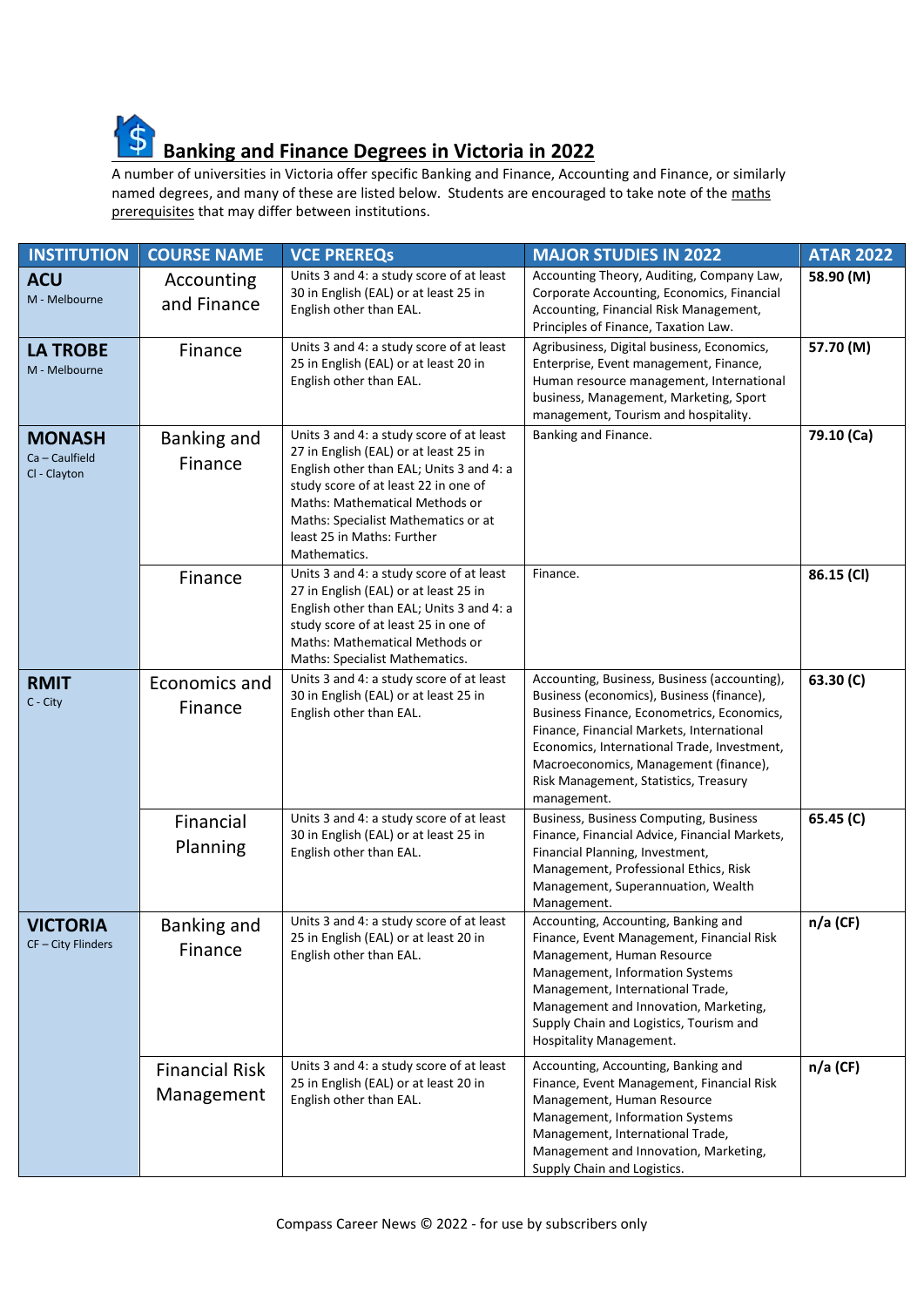## Banking and Finance Degrees in Victoria in 2022

A number of universities in Victoria offer specific Banking and Finance, Accounting and Finance, or similarly named degrees, and many of these are listed below. Students are encouraged to take note of the maths prerequisites that may differ between institutions.

| INSTITUTION | COURSE NAME | VCE PREREQs | MAJOR STUDIES IN 2022 | ATAR 2022 |
|---|---|---|---|---|
| **ACU**<br>M - Melbourne | Accounting and Finance | Units 3 and 4: a study score of at least 30 in English (EAL) or at least 25 in English other than EAL. | Accounting Theory, Auditing, Company Law, Corporate Accounting, Economics, Financial Accounting, Financial Risk Management, Principles of Finance, Taxation Law. | **58.90 (M)** |
| **LA TROBE**<br>M - Melbourne | Finance | Units 3 and 4: a study score of at least 25 in English (EAL) or at least 20 in English other than EAL. | Agribusiness, Digital business, Economics, Enterprise, Event management, Finance, Human resource management, International business, Management, Marketing, Sport management, Tourism and hospitality. | **57.70 (M)** |
| **MONASH**<br>Ca – Caulfield<br>Cl - Clayton | Banking and Finance | Units 3 and 4: a study score of at least 27 in English (EAL) or at least 25 in English other than EAL; Units 3 and 4: a study score of at least 22 in one of Maths: Mathematical Methods or Maths: Specialist Mathematics or at least 25 in Maths: Further Mathematics. | Banking and Finance. | **79.10 (Ca)** |
| | Finance | Units 3 and 4: a study score of at least 27 in English (EAL) or at least 25 in English other than EAL; Units 3 and 4: a study score of at least 25 in one of Maths: Mathematical Methods or Maths: Specialist Mathematics. | Finance. | **86.15 (Cl)** |
| **RMIT**<br>C - City | Economics and Finance | Units 3 and 4: a study score of at least 30 in English (EAL) or at least 25 in English other than EAL. | Accounting, Business, Business (accounting), Business (economics), Business (finance), Business Finance, Econometrics, Economics, Finance, Financial Markets, International Economics, International Trade, Investment, Macroeconomics, Management (finance), Risk Management, Statistics, Treasury management. | **63.30 (C)** |
| | Financial Planning | Units 3 and 4: a study score of at least 30 in English (EAL) or at least 25 in English other than EAL. | Business, Business Computing, Business Finance, Financial Advice, Financial Markets, Financial Planning, Investment, Management, Professional Ethics, Risk Management, Superannuation, Wealth Management. | **65.45 (C)** |
| **VICTORIA**<br>CF – City Flinders | Banking and Finance | Units 3 and 4: a study score of at least 25 in English (EAL) or at least 20 in English other than EAL. | Accounting, Accounting, Banking and Finance, Event Management, Financial Risk Management, Human Resource Management, Information Systems Management, International Trade, Management and Innovation, Marketing, Supply Chain and Logistics, Tourism and Hospitality Management. | **n/a (CF)** |
| | Financial Risk Management | Units 3 and 4: a study score of at least 25 in English (EAL) or at least 20 in English other than EAL. | Accounting, Accounting, Banking and Finance, Event Management, Financial Risk Management, Human Resource Management, Information Systems Management, International Trade, Management and Innovation, Marketing, Supply Chain and Logistics. | **n/a (CF)** |

Compass Career News © 2022 - for use by subscribers only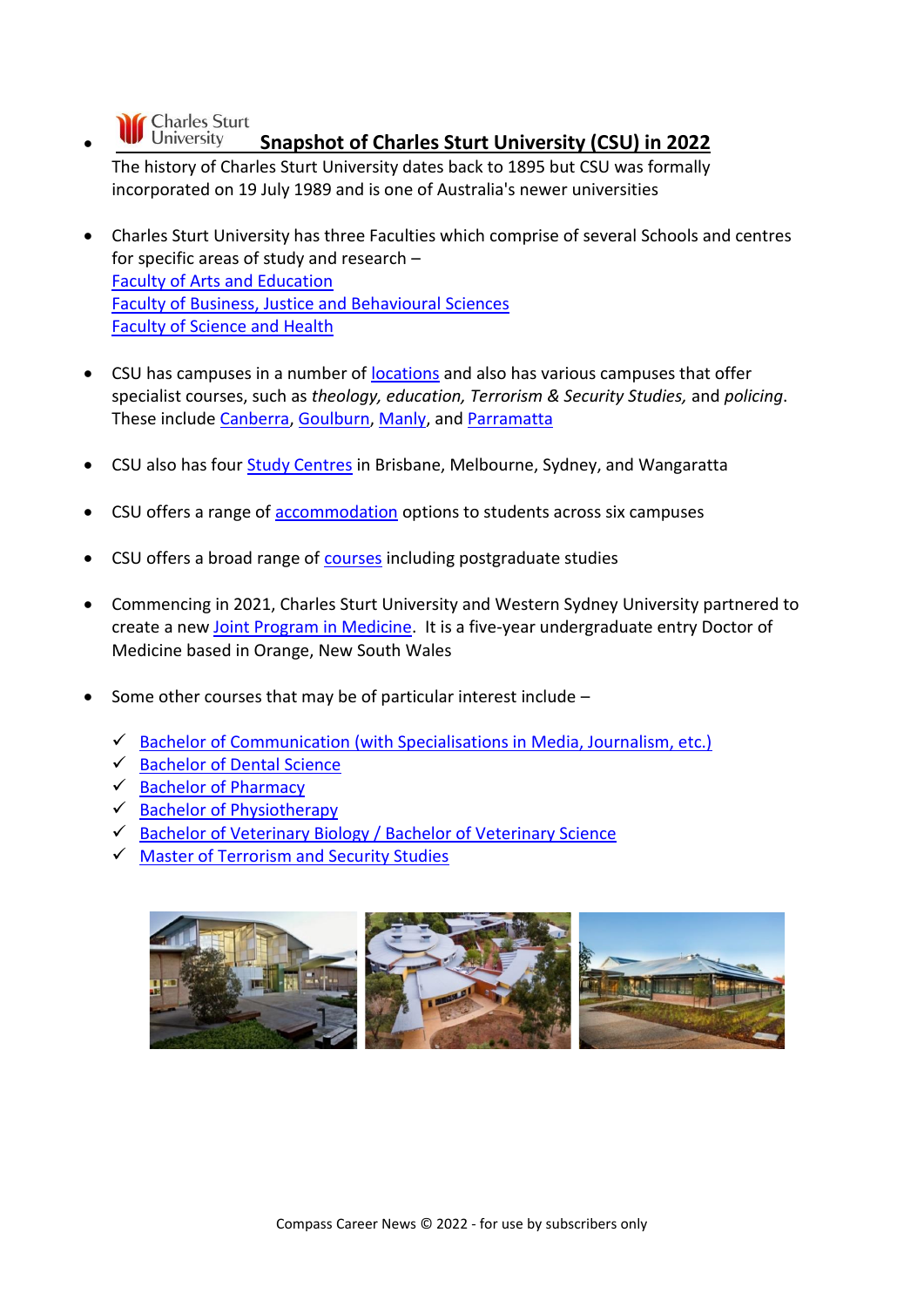- Charles Sturt University **Snapshot of Charles Sturt University (CSU) in 2022**
  The history of Charles Sturt University dates back to 1895 but CSU was formally incorporated on 19 July 1989 and is one of Australia's newer universities

- Charles Sturt University has three Faculties which comprise of several Schools and centres for specific areas of study and research –
  Faculty of Arts and Education
  Faculty of Business, Justice and Behavioural Sciences
  Faculty of Science and Health

- CSU has campuses in a number of locations and also has various campuses that offer specialist courses, such as *theology, education, Terrorism & Security Studies,* and *policing*. These include Canberra, Goulburn, Manly, and Parramatta

- CSU also has four Study Centres in Brisbane, Melbourne, Sydney, and Wangaratta

- CSU offers a range of accommodation options to students across six campuses

- CSU offers a broad range of courses including postgraduate studies

- Commencing in 2021, Charles Sturt University and Western Sydney University partnered to create a new Joint Program in Medicine. It is a five-year undergraduate entry Doctor of Medicine based in Orange, New South Wales

- Some other courses that may be of particular interest include –

  - ✓ Bachelor of Communication (with Specialisations in Media, Journalism, etc.)
  - ✓ Bachelor of Dental Science
  - ✓ Bachelor of Pharmacy
  - ✓ Bachelor of Physiotherapy
  - ✓ Bachelor of Veterinary Biology / Bachelor of Veterinary Science
  - ✓ Master of Terrorism and Security Studies